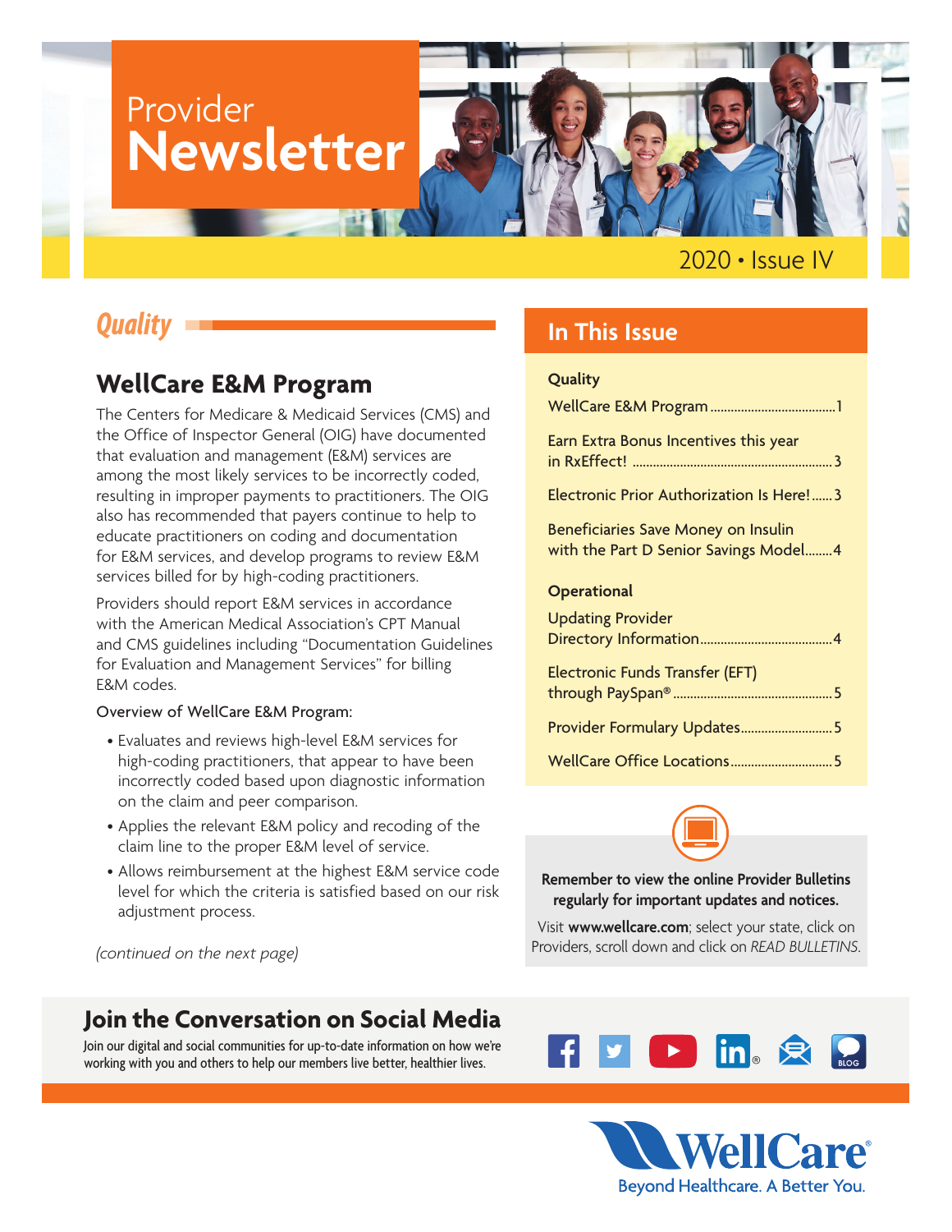# Provider Newsletter

2020 • Issue IV

## Quality

### WellCare E&M Program

The Centers for Medicare & Medicaid Services (CMS) and the Office of Inspector General (OIG) have documented that evaluation and management (E&M) services are among the most likely services to be incorrectly coded, resulting in improper payments to practitioners. The OIG also has recommended that payers continue to help to educate practitioners on coding and documentation for E&M services, and develop programs to review E&M services billed for by high-coding practitioners.

Providers should report E&M services in accordance with the American Medical Association's CPT Manual and CMS guidelines including "Documentation Guidelines for Evaluation and Management Services" for billing E&M codes.

Overview of WellCare E&M Program:

- Evaluates and reviews high-level E&M services for high-coding practitioners, that appear to have been incorrectly coded based upon diagnostic information on the claim and peer comparison.
- Applies the relevant E&M policy and recoding of the claim line to the proper E&M level of service.
- Allows reimbursement at the highest E&M service code level for which the criteria is satisfied based on our risk adjustment process.

*(continued on the next page)*

## In This Issue

**Quality**

WellCare E&M Program .....1

Earn Extra Bonus Incentives this year in RxEffect! .....3

Electronic Prior Authorization Is Here! .....3

Beneficiaries Save Money on Insulin with the Part D Senior Savings Model .....4

**Operational**

Updating Provider Directory Information .....4

Electronic Funds Transfer (EFT) through PaySpan® .....5

Provider Formulary Updates .....5

WellCare Office Locations .....5

**Remember to view the online Provider Bulletins regularly for important updates and notices.**

Visit **www.wellcare.com**; select your state, click on Providers, scroll down and click on *READ BULLETINS*.

## Join the Conversation on Social Media

Join our digital and social communities for up-to-date information on how we're working with you and others to help our members live better, healthier lives.

WellCare®

Beyond Healthcare. A Better You.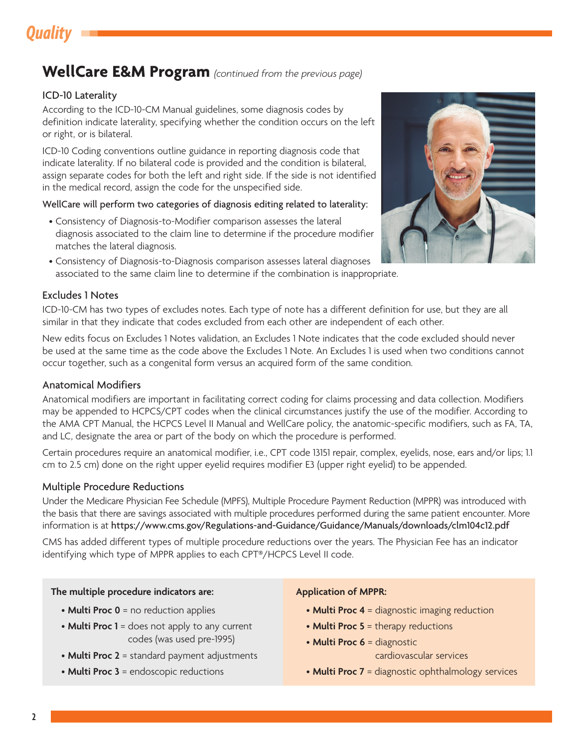## WellCare E&M Program *(continued from the previous page)*

### ICD-10 Laterality

According to the ICD-10-CM Manual guidelines, some diagnosis codes by definition indicate laterality, specifying whether the condition occurs on the left or right, or is bilateral.

ICD-10 Coding conventions outline guidance in reporting diagnosis code that indicate laterality. If no bilateral code is provided and the condition is bilateral, assign separate codes for both the left and right side. If the side is not identified in the medical record, assign the code for the unspecified side.

WellCare will perform two categories of diagnosis editing related to laterality:

- Consistency of Diagnosis-to-Modifier comparison assesses the lateral diagnosis associated to the claim line to determine if the procedure modifier matches the lateral diagnosis.
- Consistency of Diagnosis-to-Diagnosis comparison assesses lateral diagnoses associated to the same claim line to determine if the combination is inappropriate.

### Excludes 1 Notes

ICD-10-CM has two types of excludes notes. Each type of note has a different definition for use, but they are all similar in that they indicate that codes excluded from each other are independent of each other.

New edits focus on Excludes 1 Notes validation, an Excludes 1 Note indicates that the code excluded should never be used at the same time as the code above the Excludes 1 Note. An Excludes 1 is used when two conditions cannot occur together, such as a congenital form versus an acquired form of the same condition.

### Anatomical Modifiers

Anatomical modifiers are important in facilitating correct coding for claims processing and data collection. Modifiers may be appended to HCPCS/CPT codes when the clinical circumstances justify the use of the modifier. According to the AMA CPT Manual, the HCPCS Level II Manual and WellCare policy, the anatomic-specific modifiers, such as FA, TA, and LC, designate the area or part of the body on which the procedure is performed.

Certain procedures require an anatomical modifier, i.e., CPT code 13151 repair, complex, eyelids, nose, ears and/or lips; 1.1 cm to 2.5 cm) done on the right upper eyelid requires modifier E3 (upper right eyelid) to be appended.

### Multiple Procedure Reductions

Under the Medicare Physician Fee Schedule (MPFS), Multiple Procedure Payment Reduction (MPPR) was introduced with the basis that there are savings associated with multiple procedures performed during the same patient encounter. More information is at https://www.cms.gov/Regulations-and-Guidance/Guidance/Manuals/downloads/clm104c12.pdf

CMS has added different types of multiple procedure reductions over the years. The Physician Fee has an indicator identifying which type of MPPR applies to each CPT®/HCPCS Level II code.

**The multiple procedure indicators are:**

- **Multi Proc 0** = no reduction applies
- **Multi Proc 1** = does not apply to any current codes (was used pre-1995)
- **Multi Proc 2** = standard payment adjustments
- **Multi Proc 3** = endoscopic reductions

**Application of MPPR:**

- **Multi Proc 4** = diagnostic imaging reduction
- **Multi Proc 5** = therapy reductions
- **Multi Proc 6** = diagnostic cardiovascular services
- **Multi Proc 7** = diagnostic ophthalmology services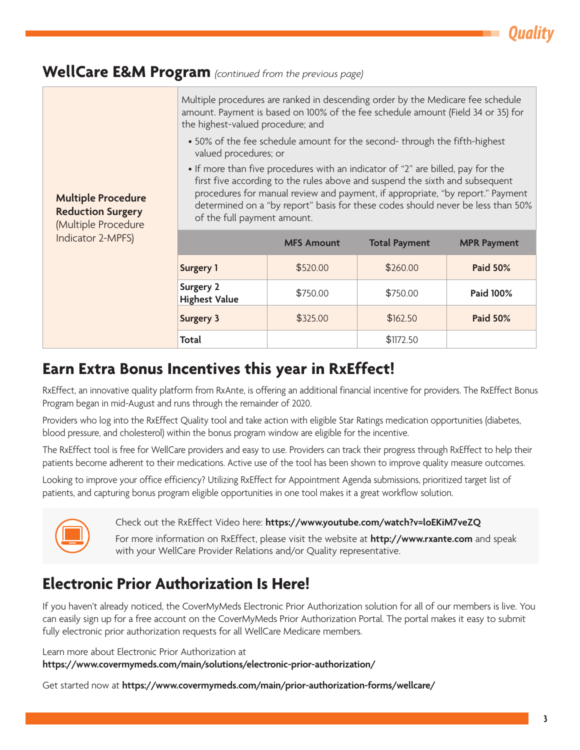## WellCare E&M Program *(continued from the previous page)*

| | | | | |
|---|---|---|---|---|
| **Multiple Procedure Reduction Surgery** (Multiple Procedure Indicator 2-MPFS) | Multiple procedures are ranked in descending order by the Medicare fee schedule amount. Payment is based on 100% of the fee schedule amount (Field 34 or 35) for the highest-valued procedure; and<br>• 50% of the fee schedule amount for the second- through the fifth-highest valued procedures; or<br>• If more than five procedures with an indicator of "2" are billed, pay for the first five according to the rules above and suspend the sixth and subsequent procedures for manual review and payment, if appropriate, "by report." Payment determined on a "by report" basis for these codes should never be less than 50% of the full payment amount. | | | |
| | | **MFS Amount** | **Total Payment** | **MPR Payment** |
| | **Surgery 1** | $520.00 | $260.00 | **Paid 50%** |
| | **Surgery 2 Highest Value** | $750.00 | $750.00 | **Paid 100%** |
| | **Surgery 3** | $325.00 | $162.50 | **Paid 50%** |
| | **Total** | | $1172.50 | |

## Earn Extra Bonus Incentives this year in RxEffect!

RxEffect, an innovative quality platform from RxAnte, is offering an additional financial incentive for providers. The RxEffect Bonus Program began in mid-August and runs through the remainder of 2020.

Providers who log into the RxEffect Quality tool and take action with eligible Star Ratings medication opportunities (diabetes, blood pressure, and cholesterol) within the bonus program window are eligible for the incentive.

The RxEffect tool is free for WellCare providers and easy to use. Providers can track their progress through RxEffect to help their patients become adherent to their medications. Active use of the tool has been shown to improve quality measure outcomes.

Looking to improve your office efficiency? Utilizing RxEffect for Appointment Agenda submissions, prioritized target list of patients, and capturing bonus program eligible opportunities in one tool makes it a great workflow solution.

Check out the RxEffect Video here: **https://www.youtube.com/watch?v=loEKiM7veZQ**

For more information on RxEffect, please visit the website at **http://www.rxante.com** and speak with your WellCare Provider Relations and/or Quality representative.

## Electronic Prior Authorization Is Here!

If you haven't already noticed, the CoverMyMeds Electronic Prior Authorization solution for all of our members is live. You can easily sign up for a free account on the CoverMyMeds Prior Authorization Portal. The portal makes it easy to submit fully electronic prior authorization requests for all WellCare Medicare members.

Learn more about Electronic Prior Authorization at
**https://www.covermymeds.com/main/solutions/electronic-prior-authorization/**

Get started now at **https://www.covermymeds.com/main/prior-authorization-forms/wellcare/**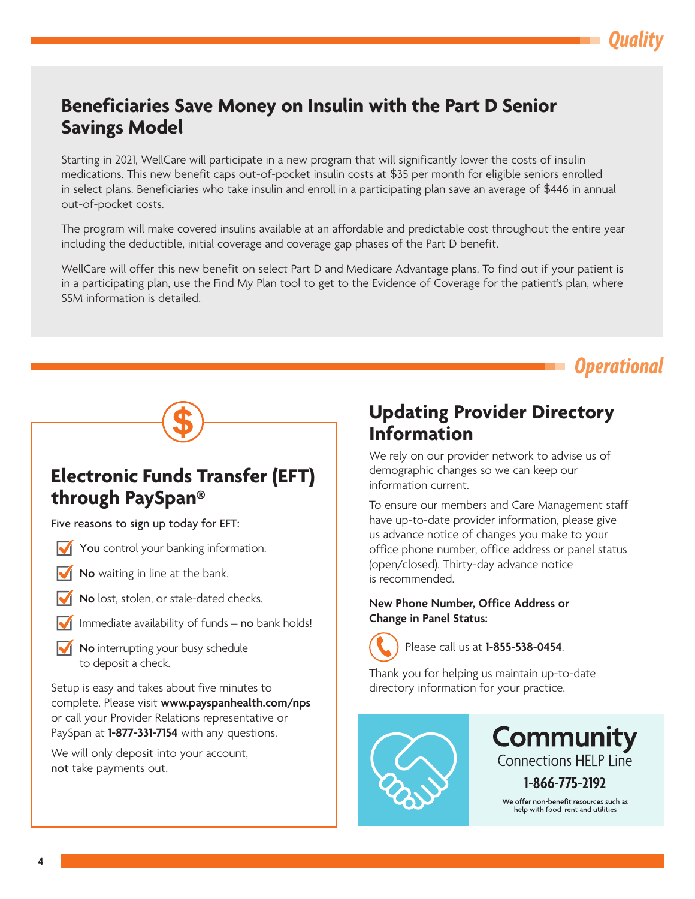*Quality*

## Beneficiaries Save Money on Insulin with the Part D Senior Savings Model

Starting in 2021, WellCare will participate in a new program that will significantly lower the costs of insulin medications. This new benefit caps out-of-pocket insulin costs at $35 per month for eligible seniors enrolled in select plans. Beneficiaries who take insulin and enroll in a participating plan save an average of $446 in annual out-of-pocket costs.

The program will make covered insulins available at an affordable and predictable cost throughout the entire year including the deductible, initial coverage and coverage gap phases of the Part D benefit.

WellCare will offer this new benefit on select Part D and Medicare Advantage plans. To find out if your patient is in a participating plan, use the Find My Plan tool to get to the Evidence of Coverage for the patient's plan, where SSM information is detailed.

*Operational*

## Electronic Funds Transfer (EFT) through PaySpan®

Five reasons to sign up today for EFT:

- **You** control your banking information.
- **No** waiting in line at the bank.
- **No** lost, stolen, or stale-dated checks.
- Immediate availability of funds – **no** bank holds!
- **No** interrupting your busy schedule to deposit a check.

Setup is easy and takes about five minutes to complete. Please visit **www.payspanhealth.com/nps** or call your Provider Relations representative or PaySpan at **1-877-331-7154** with any questions.

We will only deposit into your account, **not** take payments out.

## Updating Provider Directory Information

We rely on our provider network to advise us of demographic changes so we can keep our information current.

To ensure our members and Care Management staff have up-to-date provider information, please give us advance notice of changes you make to your office phone number, office address or panel status (open/closed). Thirty-day advance notice is recommended.

**New Phone Number, Office Address or Change in Panel Status:**

Please call us at **1-855-538-0454**.

Thank you for helping us maintain up-to-date directory information for your practice.

**Community** Connections HELP Line

**1-866-775-2192**

We offer non-benefit resources such as help with food rent and utilities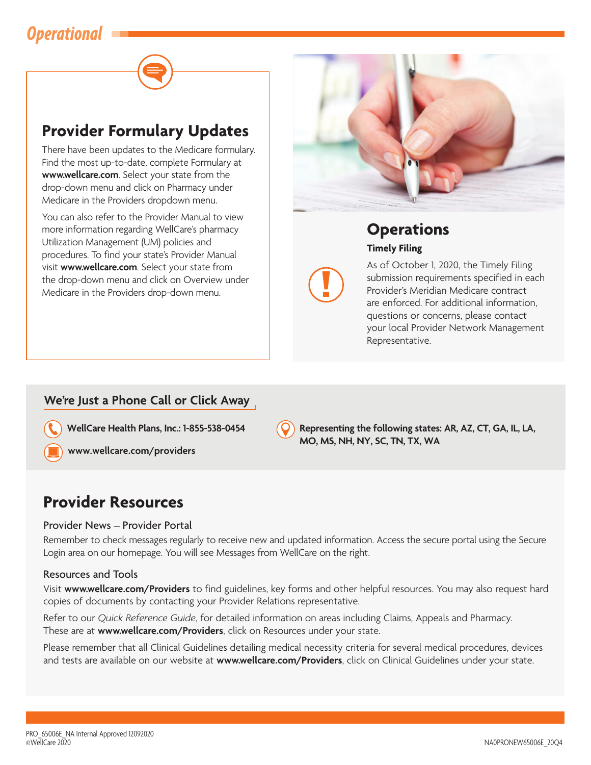# Operational

## Provider Formulary Updates

There have been updates to the Medicare formulary. Find the most up-to-date, complete Formulary at **www.wellcare.com**. Select your state from the drop-down menu and click on Pharmacy under Medicare in the Providers dropdown menu.

You can also refer to the Provider Manual to view more information regarding WellCare's pharmacy Utilization Management (UM) policies and procedures. To find your state's Provider Manual visit **www.wellcare.com**. Select your state from the drop-down menu and click on Overview under Medicare in the Providers drop-down menu.

## Operations

### Timely Filing

As of October 1, 2020, the Timely Filing submission requirements specified in each Provider's Meridian Medicare contract are enforced. For additional information, questions or concerns, please contact your local Provider Network Management Representative.

## We're Just a Phone Call or Click Away

**WellCare Health Plans, Inc.: 1-855-538-0454**

**www.wellcare.com/providers**

**Representing the following states: AR, AZ, CT, GA, IL, LA, MO, MS, NH, NY, SC, TN, TX, WA**

## Provider Resources

### Provider News – Provider Portal

Remember to check messages regularly to receive new and updated information. Access the secure portal using the Secure Login area on our homepage. You will see Messages from WellCare on the right.

### Resources and Tools

Visit **www.wellcare.com/Providers** to find guidelines, key forms and other helpful resources. You may also request hard copies of documents by contacting your Provider Relations representative.

Refer to our *Quick Reference Guide*, for detailed information on areas including Claims, Appeals and Pharmacy. These are at **www.wellcare.com/Providers**, click on Resources under your state.

Please remember that all Clinical Guidelines detailing medical necessity criteria for several medical procedures, devices and tests are available on our website at **www.wellcare.com/Providers**, click on Clinical Guidelines under your state.

PRO_65006E_NA Internal Approved 12092020
©WellCare 2020

NA0PRONEW65006E_20Q4